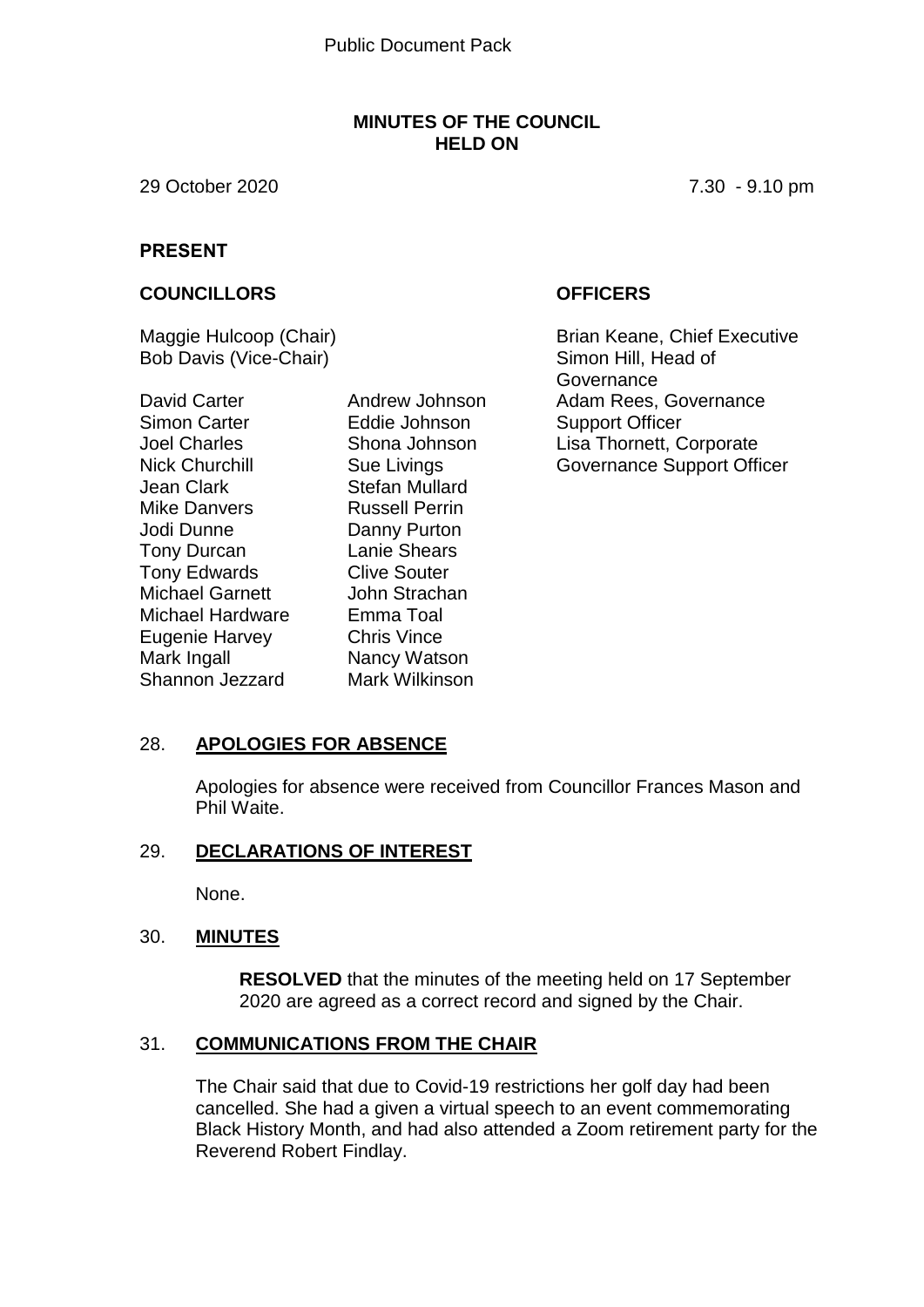Public Document Pack

**MINUTES OF THE COUNCIL HELD ON**

29 October 2020 7.30 - 9.10 pm

**PRESENT**

**COUNCILLORS**

Maggie Hulcoop (Chair)
Bob Davis (Vice-Chair)

David Carter
Simon Carter
Joel Charles
Nick Churchill
Jean Clark
Mike Danvers
Jodi Dunne
Tony Durcan
Tony Edwards
Michael Garnett
Michael Hardware
Eugenie Harvey
Mark Ingall
Shannon Jezzard
Andrew Johnson
Eddie Johnson
Shona Johnson
Sue Livings
Stefan Mullard
Russell Perrin
Danny Purton
Lanie Shears
Clive Souter
John Strachan
Emma Toal
Chris Vince
Nancy Watson
Mark Wilkinson

**OFFICERS**

Brian Keane, Chief Executive
Simon Hill, Head of Governance
Adam Rees, Governance Support Officer
Lisa Thornett, Corporate Governance Support Officer

## 28. APOLOGIES FOR ABSENCE

Apologies for absence were received from Councillor Frances Mason and Phil Waite.

## 29. DECLARATIONS OF INTEREST

None.

## 30. MINUTES

**RESOLVED** that the minutes of the meeting held on 17 September 2020 are agreed as a correct record and signed by the Chair.

## 31. COMMUNICATIONS FROM THE CHAIR

The Chair said that due to Covid-19 restrictions her golf day had been cancelled. She had a given a virtual speech to an event commemorating Black History Month, and had also attended a Zoom retirement party for the Reverend Robert Findlay.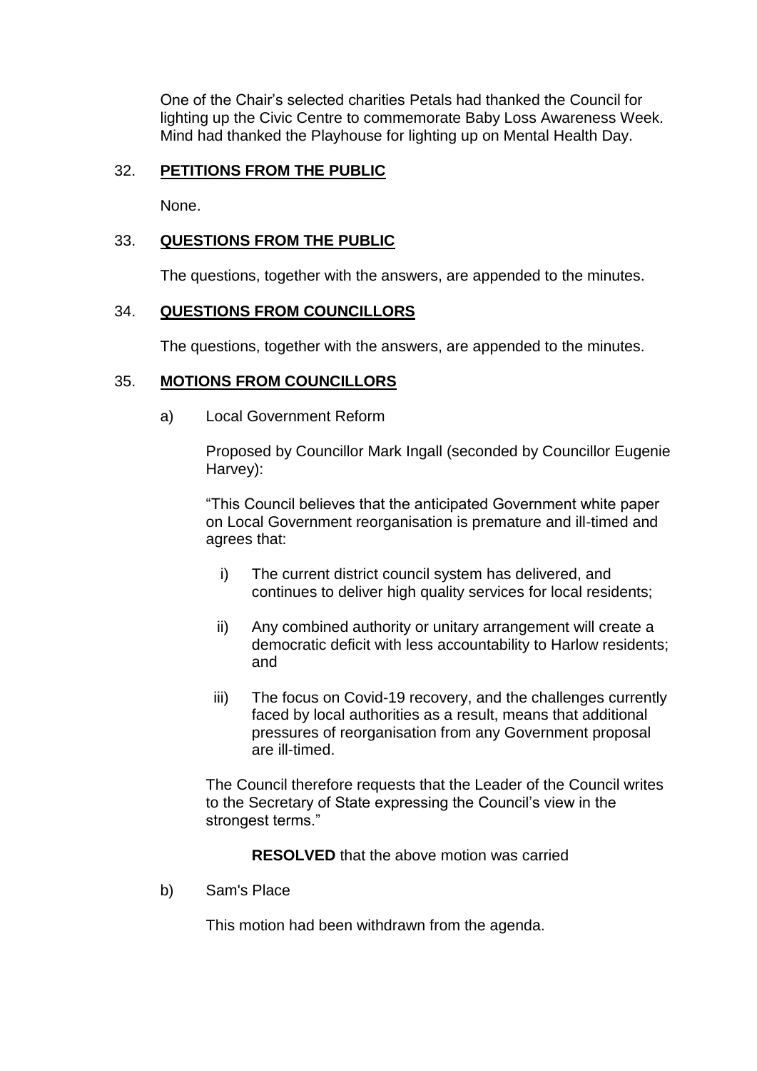One of the Chair's selected charities Petals had thanked the Council for lighting up the Civic Centre to commemorate Baby Loss Awareness Week. Mind had thanked the Playhouse for lighting up on Mental Health Day.

## 32. **PETITIONS FROM THE PUBLIC**

None.

## 33. **QUESTIONS FROM THE PUBLIC**

The questions, together with the answers, are appended to the minutes.

## 34. **QUESTIONS FROM COUNCILLORS**

The questions, together with the answers, are appended to the minutes.

## 35. **MOTIONS FROM COUNCILLORS**

a) Local Government Reform

Proposed by Councillor Mark Ingall (seconded by Councillor Eugenie Harvey):

"This Council believes that the anticipated Government white paper on Local Government reorganisation is premature and ill-timed and agrees that:

i) The current district council system has delivered, and continues to deliver high quality services for local residents;

ii) Any combined authority or unitary arrangement will create a democratic deficit with less accountability to Harlow residents; and

iii) The focus on Covid-19 recovery, and the challenges currently faced by local authorities as a result, means that additional pressures of reorganisation from any Government proposal are ill-timed.

The Council therefore requests that the Leader of the Council writes to the Secretary of State expressing the Council's view in the strongest terms."

**RESOLVED** that the above motion was carried

b) Sam's Place

This motion had been withdrawn from the agenda.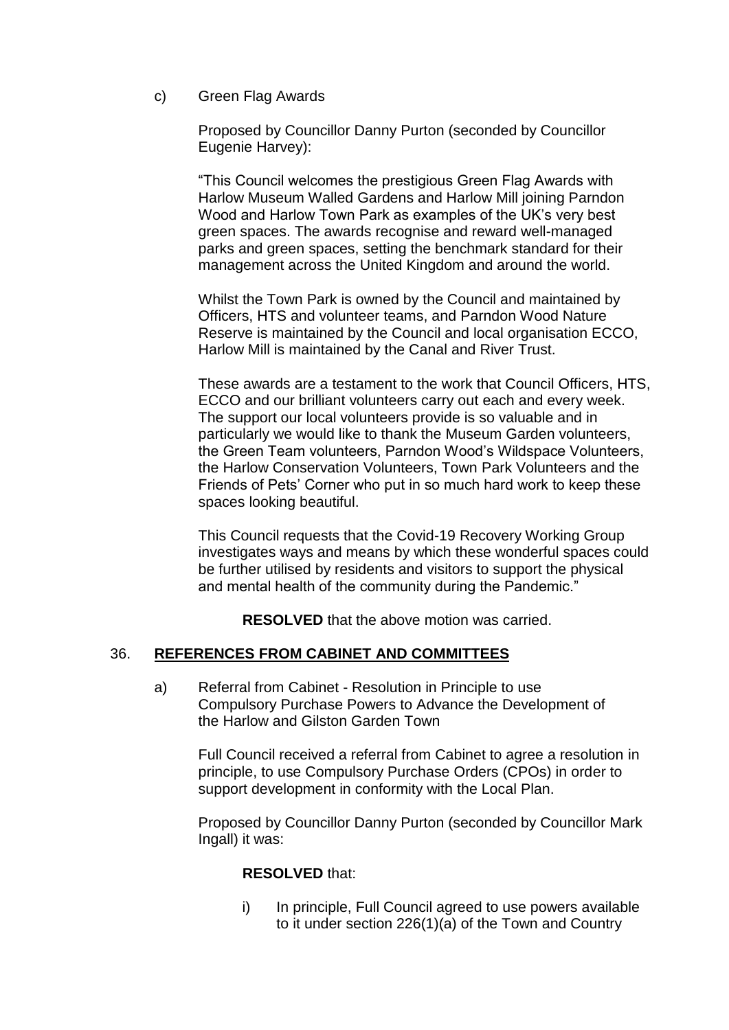c) Green Flag Awards

Proposed by Councillor Danny Purton (seconded by Councillor Eugenie Harvey):

"This Council welcomes the prestigious Green Flag Awards with Harlow Museum Walled Gardens and Harlow Mill joining Parndon Wood and Harlow Town Park as examples of the UK's very best green spaces. The awards recognise and reward well-managed parks and green spaces, setting the benchmark standard for their management across the United Kingdom and around the world.

Whilst the Town Park is owned by the Council and maintained by Officers, HTS and volunteer teams, and Parndon Wood Nature Reserve is maintained by the Council and local organisation ECCO, Harlow Mill is maintained by the Canal and River Trust.

These awards are a testament to the work that Council Officers, HTS, ECCO and our brilliant volunteers carry out each and every week. The support our local volunteers provide is so valuable and in particularly we would like to thank the Museum Garden volunteers, the Green Team volunteers, Parndon Wood's Wildspace Volunteers, the Harlow Conservation Volunteers, Town Park Volunteers and the Friends of Pets' Corner who put in so much hard work to keep these spaces looking beautiful.

This Council requests that the Covid-19 Recovery Working Group investigates ways and means by which these wonderful spaces could be further utilised by residents and visitors to support the physical and mental health of the community during the Pandemic."

**RESOLVED** that the above motion was carried.

## 36. REFERENCES FROM CABINET AND COMMITTEES

a) Referral from Cabinet - Resolution in Principle to use Compulsory Purchase Powers to Advance the Development of the Harlow and Gilston Garden Town

Full Council received a referral from Cabinet to agree a resolution in principle, to use Compulsory Purchase Orders (CPOs) in order to support development in conformity with the Local Plan.

Proposed by Councillor Danny Purton (seconded by Councillor Mark Ingall) it was:

**RESOLVED** that:

i) In principle, Full Council agreed to use powers available to it under section 226(1)(a) of the Town and Country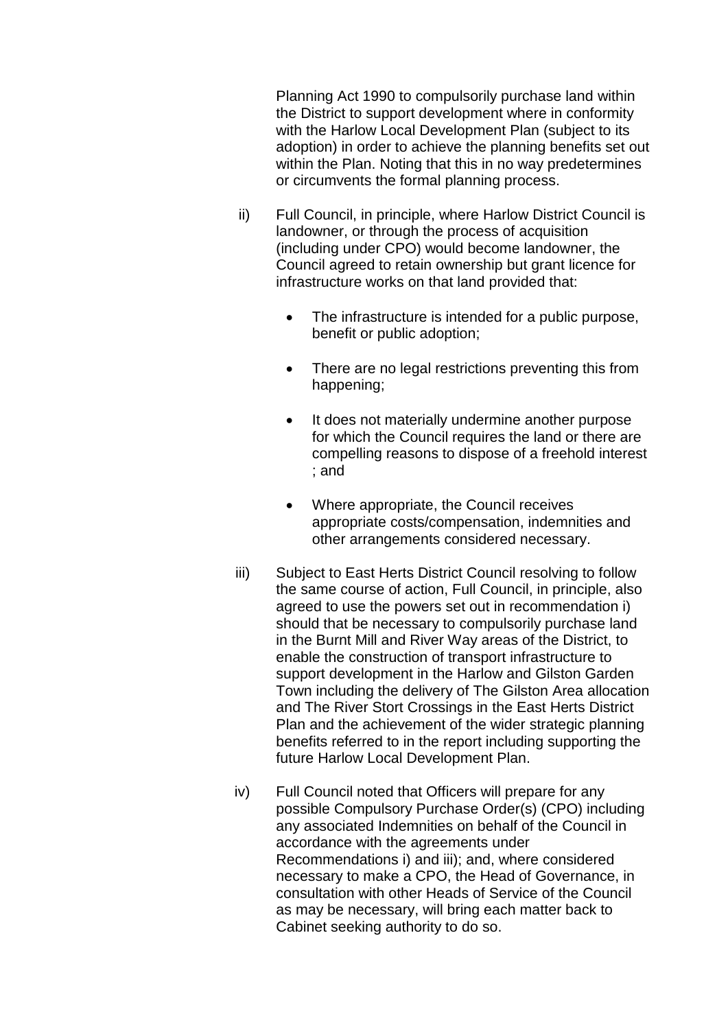Planning Act 1990 to compulsorily purchase land within the District to support development where in conformity with the Harlow Local Development Plan (subject to its adoption) in order to achieve the planning benefits set out within the Plan. Noting that this in no way predetermines or circumvents the formal planning process.

ii) Full Council, in principle, where Harlow District Council is landowner, or through the process of acquisition (including under CPO) would become landowner, the Council agreed to retain ownership but grant licence for infrastructure works on that land provided that:

- The infrastructure is intended for a public purpose, benefit or public adoption;
- There are no legal restrictions preventing this from happening;
- It does not materially undermine another purpose for which the Council requires the land or there are compelling reasons to dispose of a freehold interest ; and
- Where appropriate, the Council receives appropriate costs/compensation, indemnities and other arrangements considered necessary.

iii) Subject to East Herts District Council resolving to follow the same course of action, Full Council, in principle, also agreed to use the powers set out in recommendation i) should that be necessary to compulsorily purchase land in the Burnt Mill and River Way areas of the District, to enable the construction of transport infrastructure to support development in the Harlow and Gilston Garden Town including the delivery of The Gilston Area allocation and The River Stort Crossings in the East Herts District Plan and the achievement of the wider strategic planning benefits referred to in the report including supporting the future Harlow Local Development Plan.

iv) Full Council noted that Officers will prepare for any possible Compulsory Purchase Order(s) (CPO) including any associated Indemnities on behalf of the Council in accordance with the agreements under Recommendations i) and iii); and, where considered necessary to make a CPO, the Head of Governance, in consultation with other Heads of Service of the Council as may be necessary, will bring each matter back to Cabinet seeking authority to do so.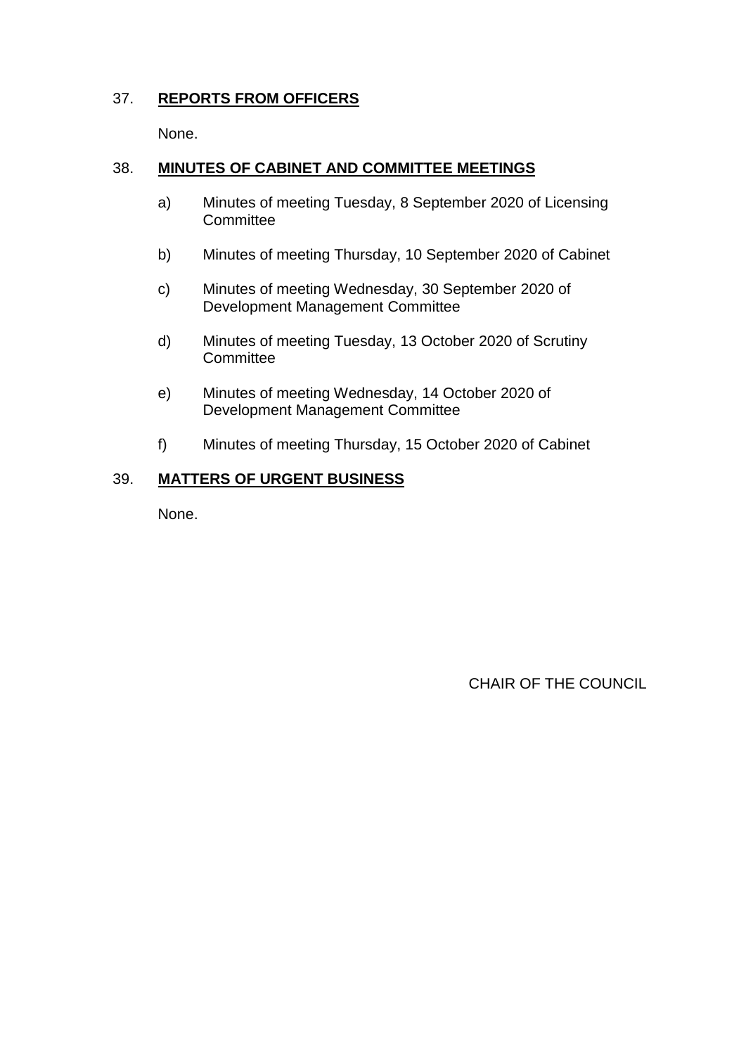37. **REPORTS FROM OFFICERS**

None.

38. **MINUTES OF CABINET AND COMMITTEE MEETINGS**

a) Minutes of meeting Tuesday, 8 September 2020 of Licensing Committee

b) Minutes of meeting Thursday, 10 September 2020 of Cabinet

c) Minutes of meeting Wednesday, 30 September 2020 of Development Management Committee

d) Minutes of meeting Tuesday, 13 October 2020 of Scrutiny Committee

e) Minutes of meeting Wednesday, 14 October 2020 of Development Management Committee

f) Minutes of meeting Thursday, 15 October 2020 of Cabinet

39. **MATTERS OF URGENT BUSINESS**

None.

CHAIR OF THE COUNCIL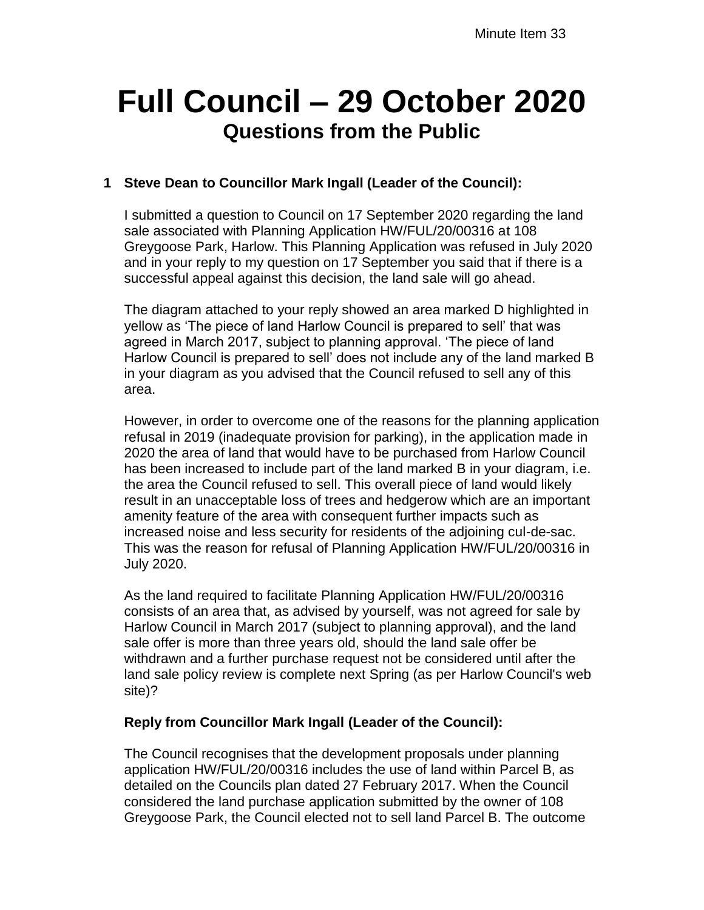Minute Item 33

# Full Council – 29 October 2020

## Questions from the Public

**1 Steve Dean to Councillor Mark Ingall (Leader of the Council):**

I submitted a question to Council on 17 September 2020 regarding the land sale associated with Planning Application HW/FUL/20/00316 at 108 Greygoose Park, Harlow. This Planning Application was refused in July 2020 and in your reply to my question on 17 September you said that if there is a successful appeal against this decision, the land sale will go ahead.

The diagram attached to your reply showed an area marked D highlighted in yellow as 'The piece of land Harlow Council is prepared to sell' that was agreed in March 2017, subject to planning approval. 'The piece of land Harlow Council is prepared to sell' does not include any of the land marked B in your diagram as you advised that the Council refused to sell any of this area.

However, in order to overcome one of the reasons for the planning application refusal in 2019 (inadequate provision for parking), in the application made in 2020 the area of land that would have to be purchased from Harlow Council has been increased to include part of the land marked B in your diagram, i.e. the area the Council refused to sell. This overall piece of land would likely result in an unacceptable loss of trees and hedgerow which are an important amenity feature of the area with consequent further impacts such as increased noise and less security for residents of the adjoining cul-de-sac. This was the reason for refusal of Planning Application HW/FUL/20/00316 in July 2020.

As the land required to facilitate Planning Application HW/FUL/20/00316 consists of an area that, as advised by yourself, was not agreed for sale by Harlow Council in March 2017 (subject to planning approval), and the land sale offer is more than three years old, should the land sale offer be withdrawn and a further purchase request not be considered until after the land sale policy review is complete next Spring (as per Harlow Council's web site)?

**Reply from Councillor Mark Ingall (Leader of the Council):**

The Council recognises that the development proposals under planning application HW/FUL/20/00316 includes the use of land within Parcel B, as detailed on the Councils plan dated 27 February 2017. When the Council considered the land purchase application submitted by the owner of 108 Greygoose Park, the Council elected not to sell land Parcel B. The outcome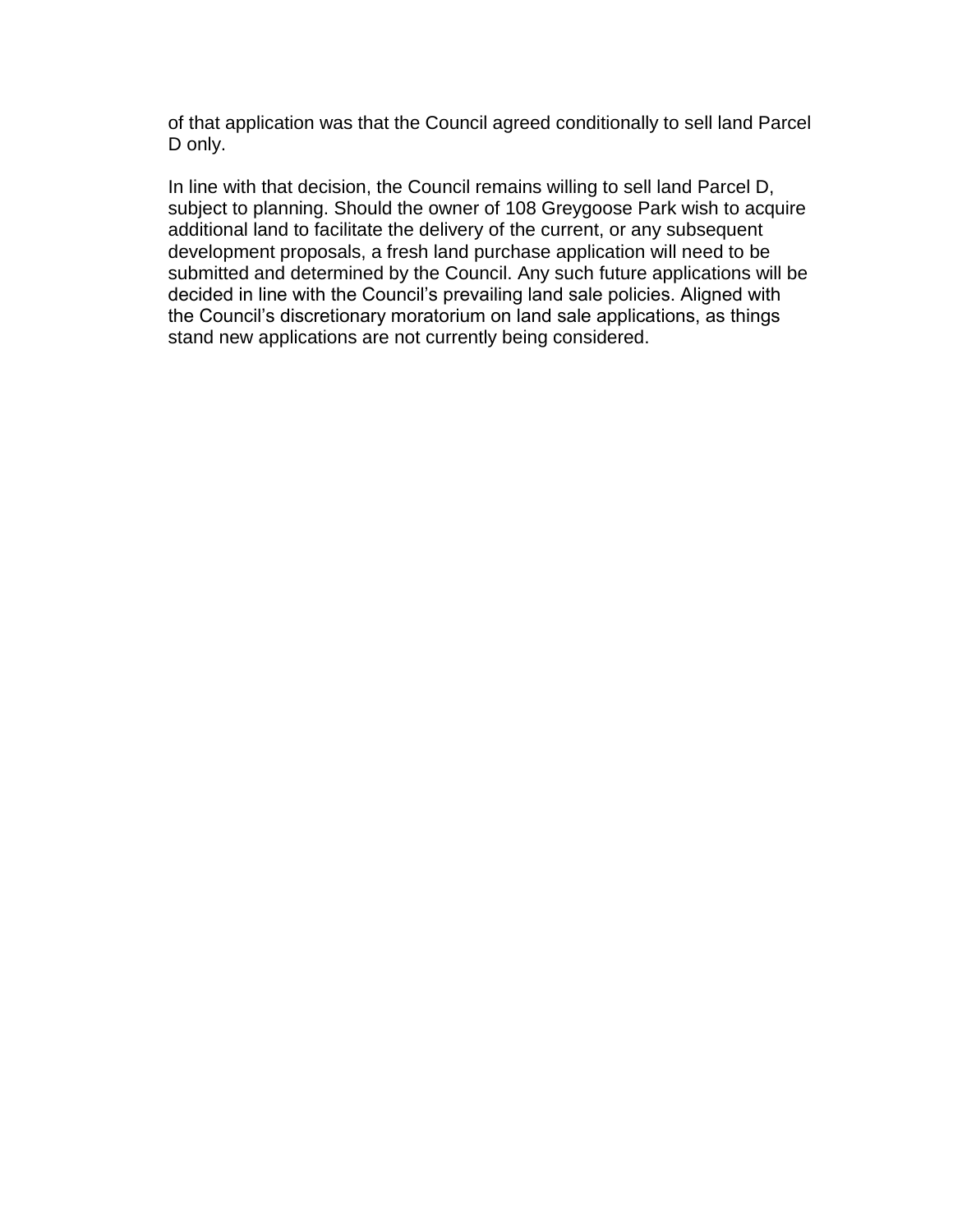of that application was that the Council agreed conditionally to sell land Parcel D only.

In line with that decision, the Council remains willing to sell land Parcel D, subject to planning. Should the owner of 108 Greygoose Park wish to acquire additional land to facilitate the delivery of the current, or any subsequent development proposals, a fresh land purchase application will need to be submitted and determined by the Council. Any such future applications will be decided in line with the Council's prevailing land sale policies. Aligned with the Council's discretionary moratorium on land sale applications, as things stand new applications are not currently being considered.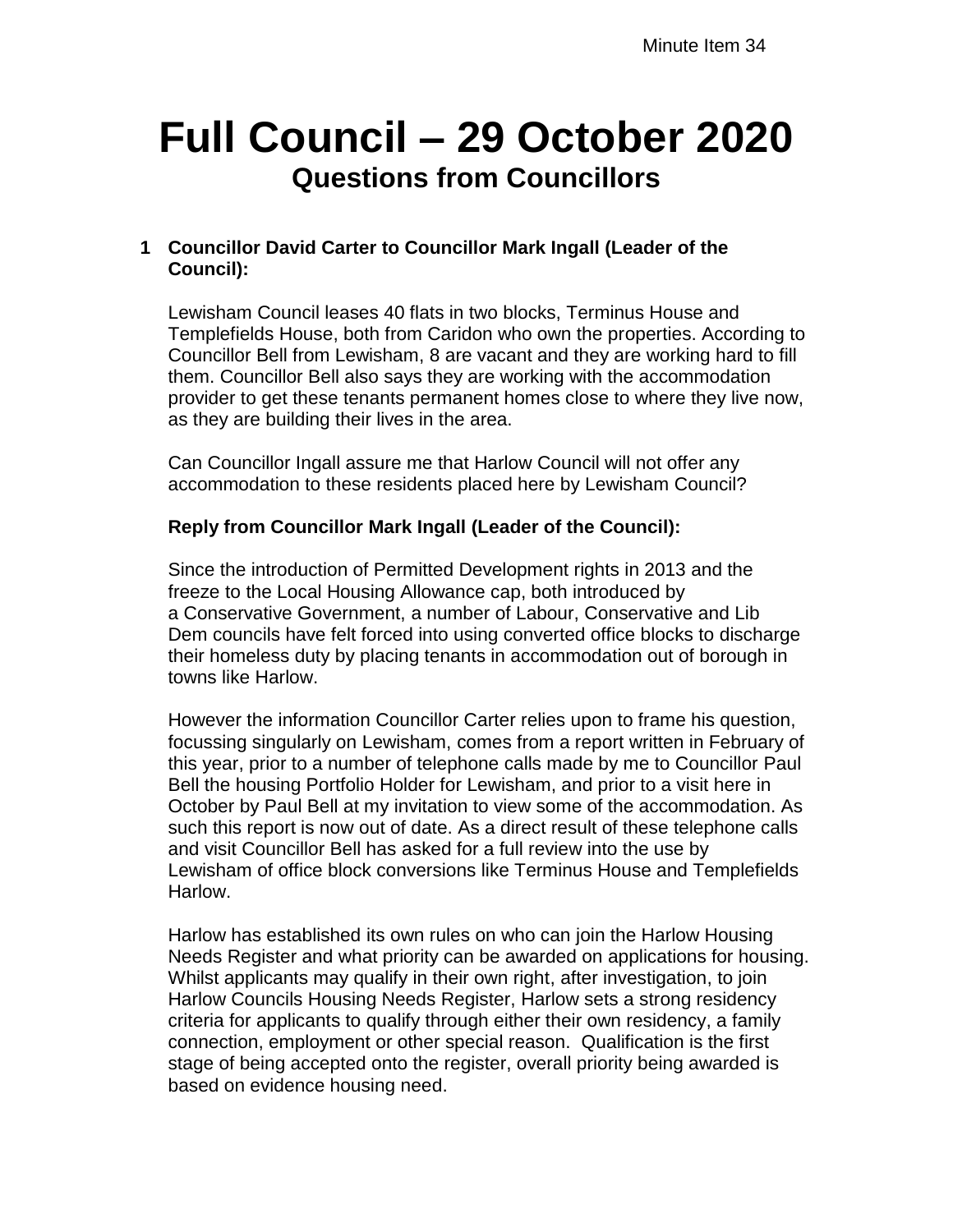Minute Item 34

# Full Council – 29 October 2020

## Questions from Councillors

**1 Councillor David Carter to Councillor Mark Ingall (Leader of the Council):**

Lewisham Council leases 40 flats in two blocks, Terminus House and Templefields House, both from Caridon who own the properties. According to Councillor Bell from Lewisham, 8 are vacant and they are working hard to fill them. Councillor Bell also says they are working with the accommodation provider to get these tenants permanent homes close to where they live now, as they are building their lives in the area.

Can Councillor Ingall assure me that Harlow Council will not offer any accommodation to these residents placed here by Lewisham Council?

**Reply from Councillor Mark Ingall (Leader of the Council):**

Since the introduction of Permitted Development rights in 2013 and the freeze to the Local Housing Allowance cap, both introduced by a Conservative Government, a number of Labour, Conservative and Lib Dem councils have felt forced into using converted office blocks to discharge their homeless duty by placing tenants in accommodation out of borough in towns like Harlow.

However the information Councillor Carter relies upon to frame his question, focussing singularly on Lewisham, comes from a report written in February of this year, prior to a number of telephone calls made by me to Councillor Paul Bell the housing Portfolio Holder for Lewisham, and prior to a visit here in October by Paul Bell at my invitation to view some of the accommodation. As such this report is now out of date. As a direct result of these telephone calls and visit Councillor Bell has asked for a full review into the use by Lewisham of office block conversions like Terminus House and Templefields Harlow.

Harlow has established its own rules on who can join the Harlow Housing Needs Register and what priority can be awarded on applications for housing. Whilst applicants may qualify in their own right, after investigation, to join Harlow Councils Housing Needs Register, Harlow sets a strong residency criteria for applicants to qualify through either their own residency, a family connection, employment or other special reason. Qualification is the first stage of being accepted onto the register, overall priority being awarded is based on evidence housing need.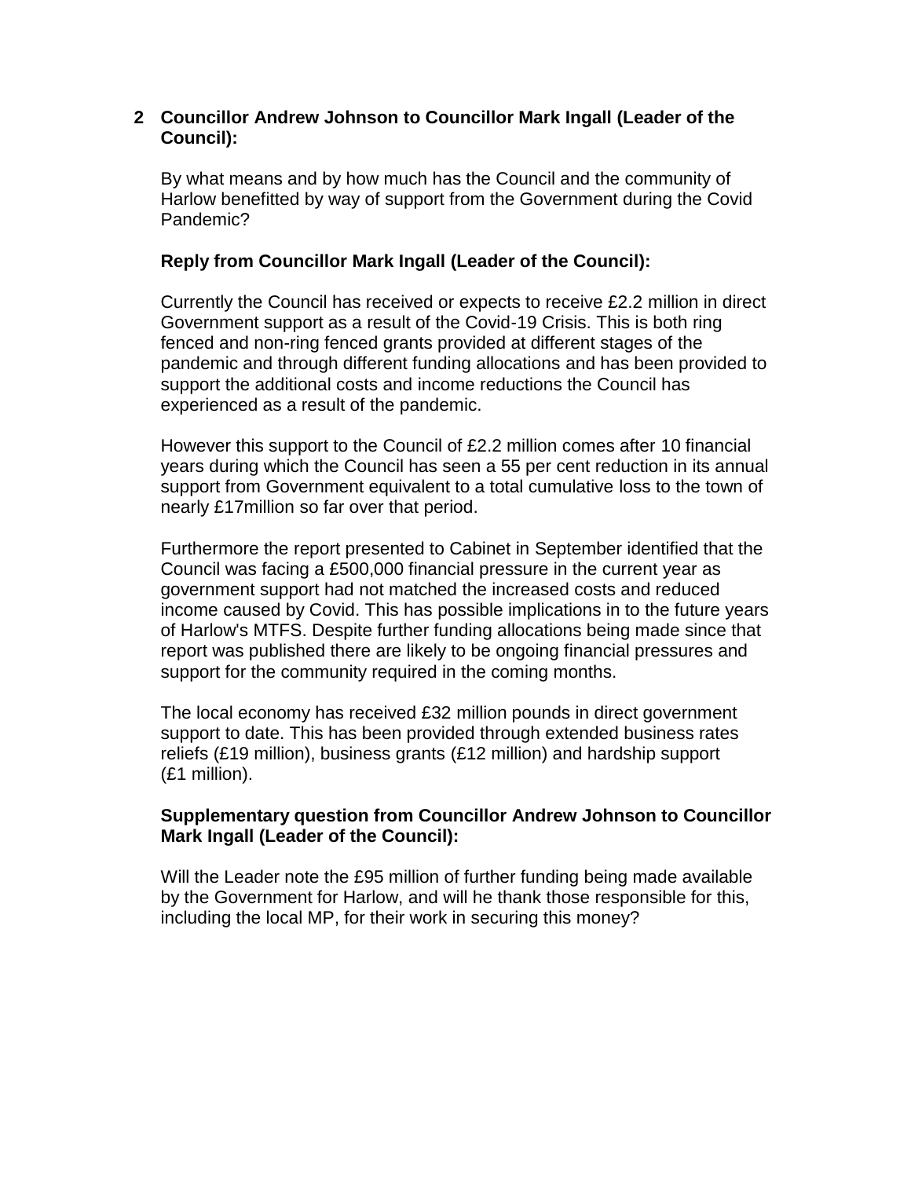**2 Councillor Andrew Johnson to Councillor Mark Ingall (Leader of the Council):**

By what means and by how much has the Council and the community of Harlow benefitted by way of support from the Government during the Covid Pandemic?

**Reply from Councillor Mark Ingall (Leader of the Council):**

Currently the Council has received or expects to receive £2.2 million in direct Government support as a result of the Covid-19 Crisis. This is both ring fenced and non-ring fenced grants provided at different stages of the pandemic and through different funding allocations and has been provided to support the additional costs and income reductions the Council has experienced as a result of the pandemic.

However this support to the Council of £2.2 million comes after 10 financial years during which the Council has seen a 55 per cent reduction in its annual support from Government equivalent to a total cumulative loss to the town of nearly £17million so far over that period.

Furthermore the report presented to Cabinet in September identified that the Council was facing a £500,000 financial pressure in the current year as government support had not matched the increased costs and reduced income caused by Covid. This has possible implications in to the future years of Harlow's MTFS. Despite further funding allocations being made since that report was published there are likely to be ongoing financial pressures and support for the community required in the coming months.

The local economy has received £32 million pounds in direct government support to date. This has been provided through extended business rates reliefs (£19 million), business grants (£12 million) and hardship support (£1 million).

**Supplementary question from Councillor Andrew Johnson to Councillor Mark Ingall (Leader of the Council):**

Will the Leader note the £95 million of further funding being made available by the Government for Harlow, and will he thank those responsible for this, including the local MP, for their work in securing this money?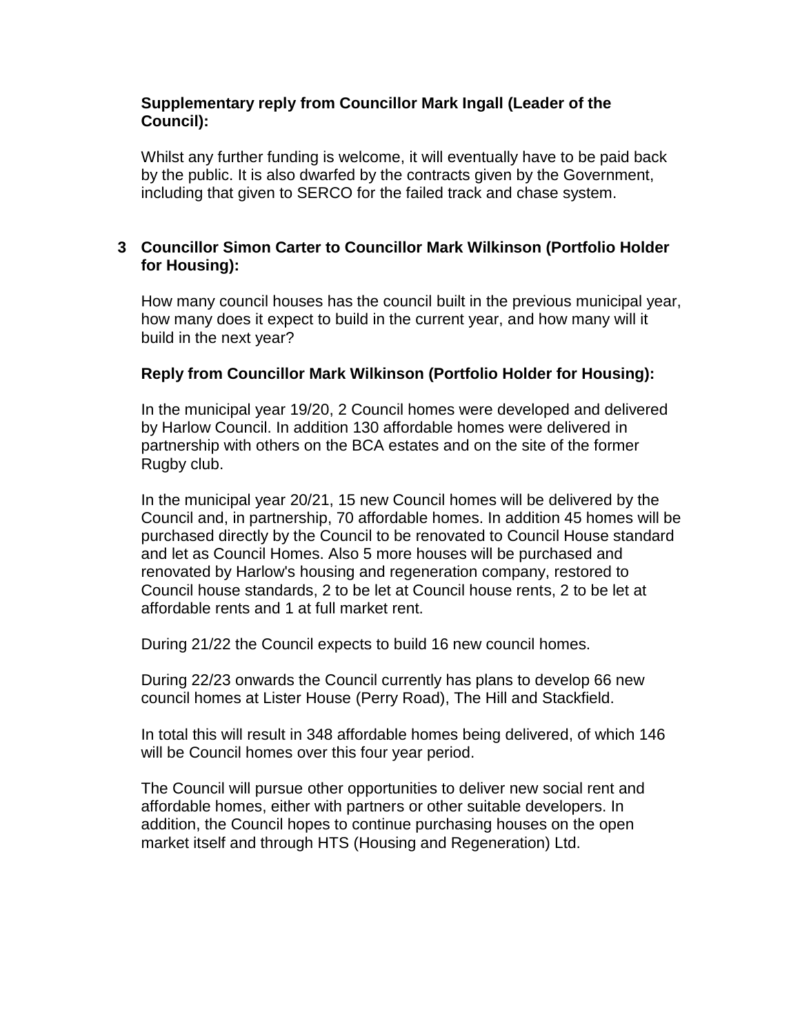**Supplementary reply from Councillor Mark Ingall (Leader of the Council):**

Whilst any further funding is welcome, it will eventually have to be paid back by the public. It is also dwarfed by the contracts given by the Government, including that given to SERCO for the failed track and chase system.

**3 Councillor Simon Carter to Councillor Mark Wilkinson (Portfolio Holder for Housing):**

How many council houses has the council built in the previous municipal year, how many does it expect to build in the current year, and how many will it build in the next year?

**Reply from Councillor Mark Wilkinson (Portfolio Holder for Housing):**

In the municipal year 19/20, 2 Council homes were developed and delivered by Harlow Council. In addition 130 affordable homes were delivered in partnership with others on the BCA estates and on the site of the former Rugby club.

In the municipal year 20/21, 15 new Council homes will be delivered by the Council and, in partnership, 70 affordable homes. In addition 45 homes will be purchased directly by the Council to be renovated to Council House standard and let as Council Homes. Also 5 more houses will be purchased and renovated by Harlow's housing and regeneration company, restored to Council house standards, 2 to be let at Council house rents, 2 to be let at affordable rents and 1 at full market rent.

During 21/22 the Council expects to build 16 new council homes.

During 22/23 onwards the Council currently has plans to develop 66 new council homes at Lister House (Perry Road), The Hill and Stackfield.

In total this will result in 348 affordable homes being delivered, of which 146 will be Council homes over this four year period.

The Council will pursue other opportunities to deliver new social rent and affordable homes, either with partners or other suitable developers. In addition, the Council hopes to continue purchasing houses on the open market itself and through HTS (Housing and Regeneration) Ltd.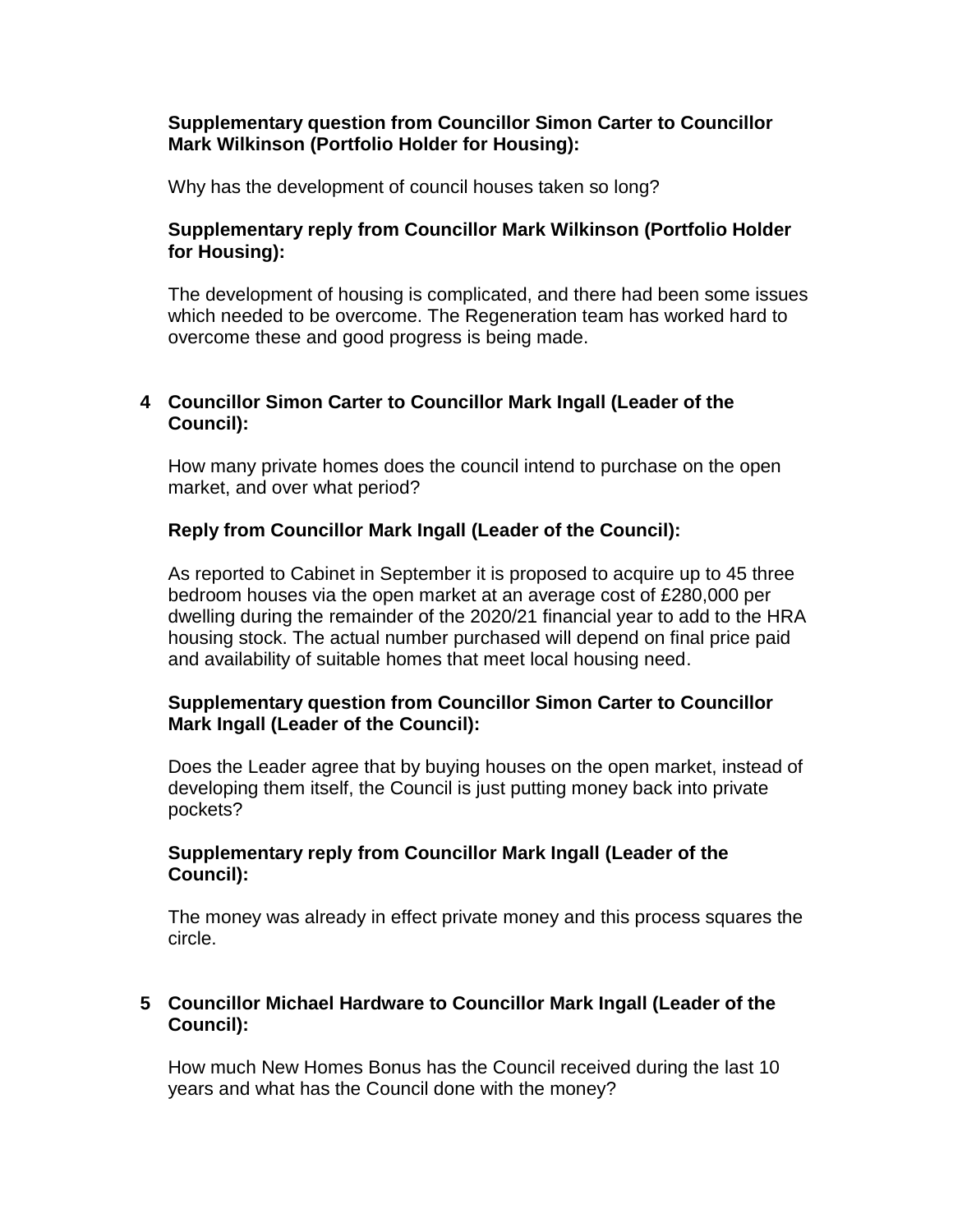**Supplementary question from Councillor Simon Carter to Councillor Mark Wilkinson (Portfolio Holder for Housing):**

Why has the development of council houses taken so long?

**Supplementary reply from Councillor Mark Wilkinson (Portfolio Holder for Housing):**

The development of housing is complicated, and there had been some issues which needed to be overcome. The Regeneration team has worked hard to overcome these and good progress is being made.

**4 Councillor Simon Carter to Councillor Mark Ingall (Leader of the Council):**

How many private homes does the council intend to purchase on the open market, and over what period?

**Reply from Councillor Mark Ingall (Leader of the Council):**

As reported to Cabinet in September it is proposed to acquire up to 45 three bedroom houses via the open market at an average cost of £280,000 per dwelling during the remainder of the 2020/21 financial year to add to the HRA housing stock. The actual number purchased will depend on final price paid and availability of suitable homes that meet local housing need.

**Supplementary question from Councillor Simon Carter to Councillor Mark Ingall (Leader of the Council):**

Does the Leader agree that by buying houses on the open market, instead of developing them itself, the Council is just putting money back into private pockets?

**Supplementary reply from Councillor Mark Ingall (Leader of the Council):**

The money was already in effect private money and this process squares the circle.

**5 Councillor Michael Hardware to Councillor Mark Ingall (Leader of the Council):**

How much New Homes Bonus has the Council received during the last 10 years and what has the Council done with the money?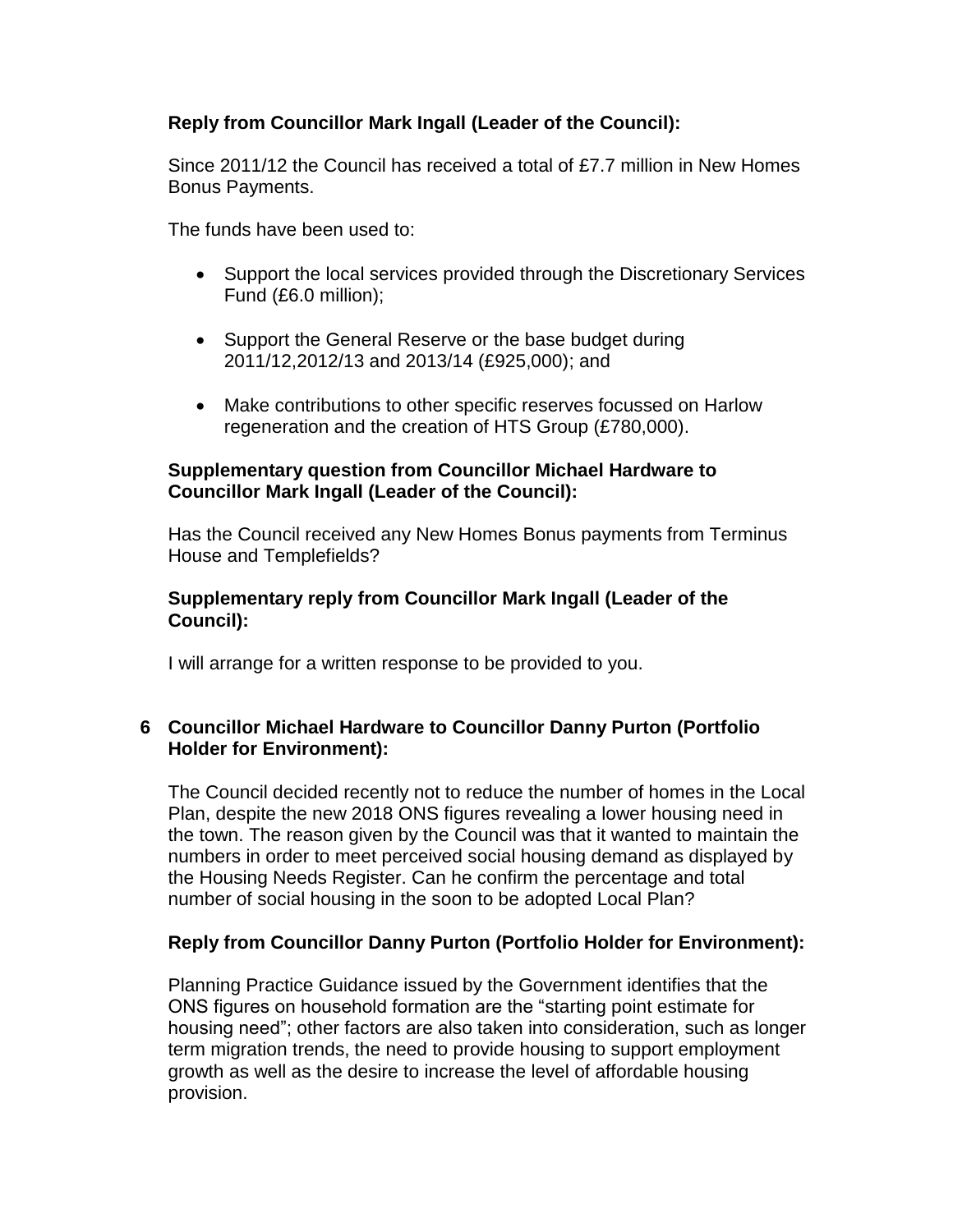**Reply from Councillor Mark Ingall (Leader of the Council):**

Since 2011/12 the Council has received a total of £7.7 million in New Homes Bonus Payments.

The funds have been used to:

- Support the local services provided through the Discretionary Services Fund (£6.0 million);
- Support the General Reserve or the base budget during 2011/12,2012/13 and 2013/14 (£925,000); and
- Make contributions to other specific reserves focussed on Harlow regeneration and the creation of HTS Group (£780,000).

**Supplementary question from Councillor Michael Hardware to Councillor Mark Ingall (Leader of the Council):**

Has the Council received any New Homes Bonus payments from Terminus House and Templefields?

**Supplementary reply from Councillor Mark Ingall (Leader of the Council):**

I will arrange for a written response to be provided to you.

**6 Councillor Michael Hardware to Councillor Danny Purton (Portfolio Holder for Environment):**

The Council decided recently not to reduce the number of homes in the Local Plan, despite the new 2018 ONS figures revealing a lower housing need in the town. The reason given by the Council was that it wanted to maintain the numbers in order to meet perceived social housing demand as displayed by the Housing Needs Register. Can he confirm the percentage and total number of social housing in the soon to be adopted Local Plan?

**Reply from Councillor Danny Purton (Portfolio Holder for Environment):**

Planning Practice Guidance issued by the Government identifies that the ONS figures on household formation are the "starting point estimate for housing need"; other factors are also taken into consideration, such as longer term migration trends, the need to provide housing to support employment growth as well as the desire to increase the level of affordable housing provision.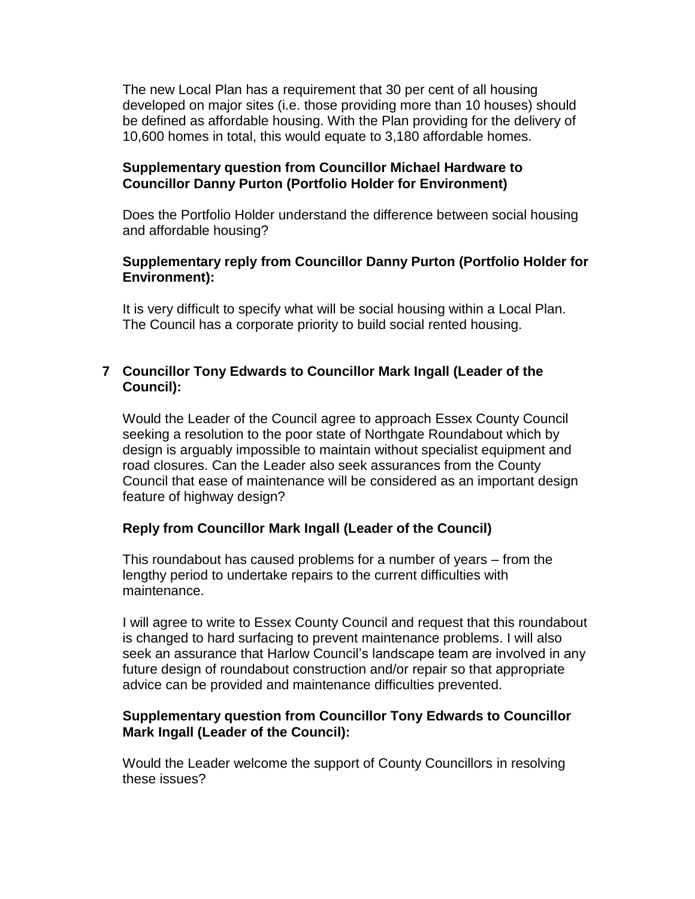The new Local Plan has a requirement that 30 per cent of all housing developed on major sites (i.e. those providing more than 10 houses) should be defined as affordable housing. With the Plan providing for the delivery of 10,600 homes in total, this would equate to 3,180 affordable homes.

**Supplementary question from Councillor Michael Hardware to Councillor Danny Purton (Portfolio Holder for Environment)**

Does the Portfolio Holder understand the difference between social housing and affordable housing?

**Supplementary reply from Councillor Danny Purton (Portfolio Holder for Environment):**

It is very difficult to specify what will be social housing within a Local Plan. The Council has a corporate priority to build social rented housing.

**7 Councillor Tony Edwards to Councillor Mark Ingall (Leader of the Council):**

Would the Leader of the Council agree to approach Essex County Council seeking a resolution to the poor state of Northgate Roundabout which by design is arguably impossible to maintain without specialist equipment and road closures. Can the Leader also seek assurances from the County Council that ease of maintenance will be considered as an important design feature of highway design?

**Reply from Councillor Mark Ingall (Leader of the Council)**

This roundabout has caused problems for a number of years – from the lengthy period to undertake repairs to the current difficulties with maintenance.

I will agree to write to Essex County Council and request that this roundabout is changed to hard surfacing to prevent maintenance problems. I will also seek an assurance that Harlow Council's landscape team are involved in any future design of roundabout construction and/or repair so that appropriate advice can be provided and maintenance difficulties prevented.

**Supplementary question from Councillor Tony Edwards to Councillor Mark Ingall (Leader of the Council):**

Would the Leader welcome the support of County Councillors in resolving these issues?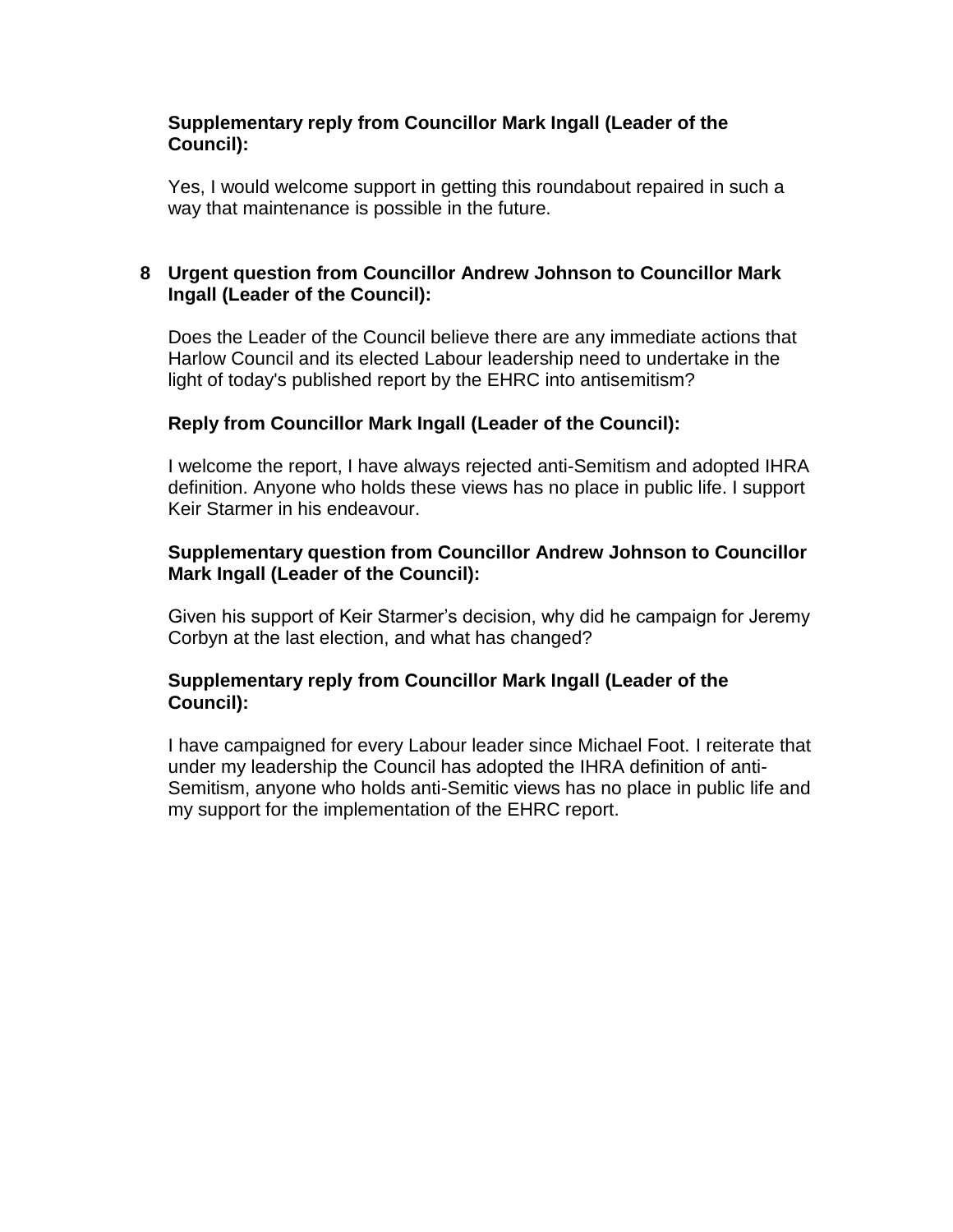**Supplementary reply from Councillor Mark Ingall (Leader of the Council):**

Yes, I would welcome support in getting this roundabout repaired in such a way that maintenance is possible in the future.

**8 Urgent question from Councillor Andrew Johnson to Councillor Mark Ingall (Leader of the Council):**

Does the Leader of the Council believe there are any immediate actions that Harlow Council and its elected Labour leadership need to undertake in the light of today's published report by the EHRC into antisemitism?

**Reply from Councillor Mark Ingall (Leader of the Council):**

I welcome the report, I have always rejected anti-Semitism and adopted IHRA definition. Anyone who holds these views has no place in public life. I support Keir Starmer in his endeavour.

**Supplementary question from Councillor Andrew Johnson to Councillor Mark Ingall (Leader of the Council):**

Given his support of Keir Starmer's decision, why did he campaign for Jeremy Corbyn at the last election, and what has changed?

**Supplementary reply from Councillor Mark Ingall (Leader of the Council):**

I have campaigned for every Labour leader since Michael Foot. I reiterate that under my leadership the Council has adopted the IHRA definition of anti-Semitism, anyone who holds anti-Semitic views has no place in public life and my support for the implementation of the EHRC report.